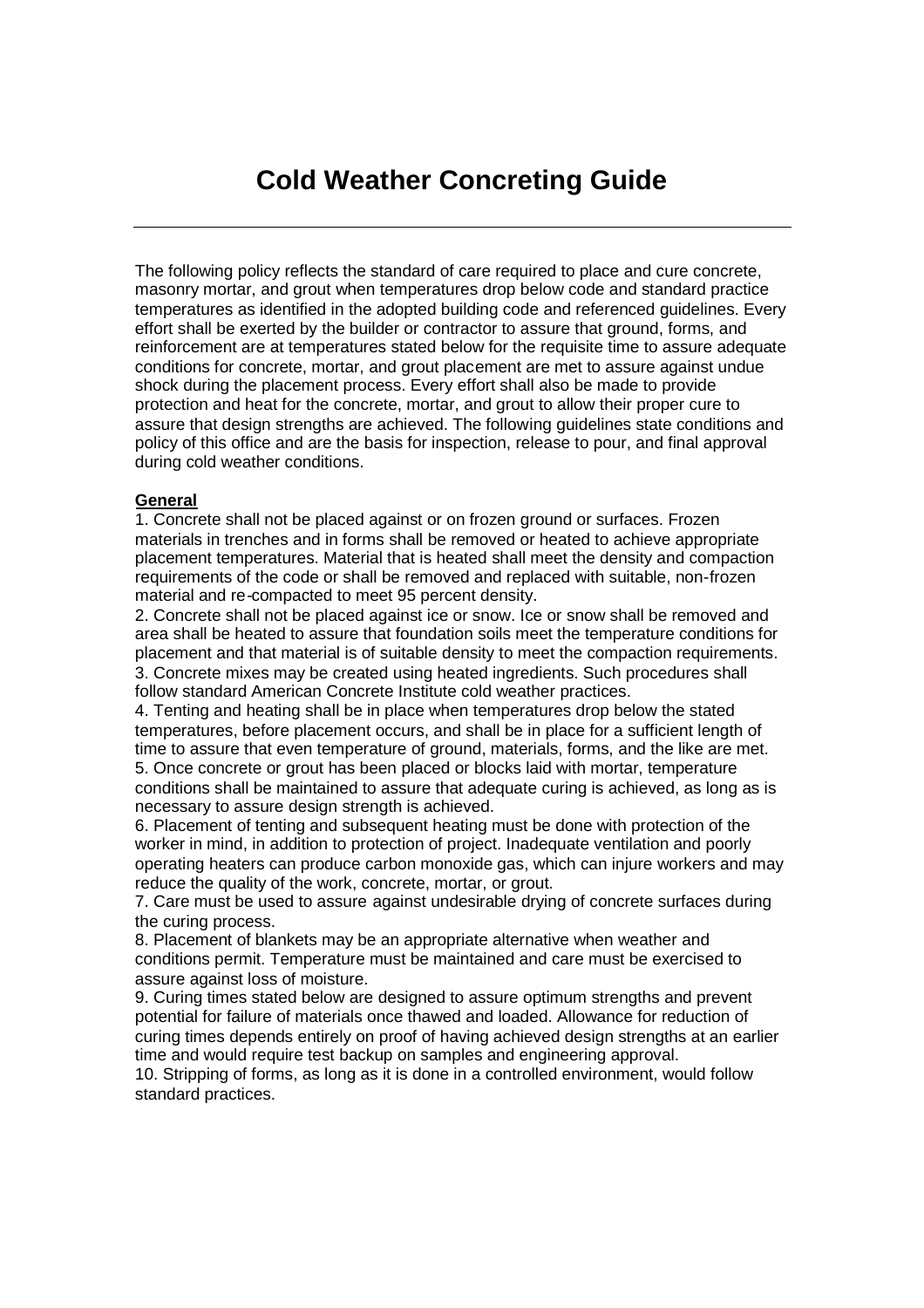# Cold Weather Concreting Guide

---

The following policy reflects the standard of care required to place and cure concrete, masonry mortar, and grout when temperatures drop below code and standard practice temperatures as identified in the adopted building code and referenced guidelines. Every effort shall be exerted by the builder or contractor to assure that ground, forms, and reinforcement are at temperatures stated below for the requisite time to assure adequate conditions for concrete, mortar, and grout placement are met to assure against undue shock during the placement process. Every effort shall also be made to provide protection and heat for the concrete, mortar, and grout to allow their proper cure to assure that design strengths are achieved. The following guidelines state conditions and policy of this office and are the basis for inspection, release to pour, and final approval during cold weather conditions.

**General**

1. Concrete shall not be placed against or on frozen ground or surfaces. Frozen materials in trenches and in forms shall be removed or heated to achieve appropriate placement temperatures. Material that is heated shall meet the density and compaction requirements of the code or shall be removed and replaced with suitable, non-frozen material and re-compacted to meet 95 percent density.
2. Concrete shall not be placed against ice or snow. Ice or snow shall be removed and area shall be heated to assure that foundation soils meet the temperature conditions for placement and that material is of suitable density to meet the compaction requirements.
3. Concrete mixes may be created using heated ingredients. Such procedures shall follow standard American Concrete Institute cold weather practices.
4. Tenting and heating shall be in place when temperatures drop below the stated temperatures, before placement occurs, and shall be in place for a sufficient length of time to assure that even temperature of ground, materials, forms, and the like are met.
5. Once concrete or grout has been placed or blocks laid with mortar, temperature conditions shall be maintained to assure that adequate curing is achieved, as long as is necessary to assure design strength is achieved.
6. Placement of tenting and subsequent heating must be done with protection of the worker in mind, in addition to protection of project. Inadequate ventilation and poorly operating heaters can produce carbon monoxide gas, which can injure workers and may reduce the quality of the work, concrete, mortar, or grout.
7. Care must be used to assure against undesirable drying of concrete surfaces during the curing process.
8. Placement of blankets may be an appropriate alternative when weather and conditions permit. Temperature must be maintained and care must be exercised to assure against loss of moisture.
9. Curing times stated below are designed to assure optimum strengths and prevent potential for failure of materials once thawed and loaded. Allowance for reduction of curing times depends entirely on proof of having achieved design strengths at an earlier time and would require test backup on samples and engineering approval.
10. Stripping of forms, as long as it is done in a controlled environment, would follow standard practices.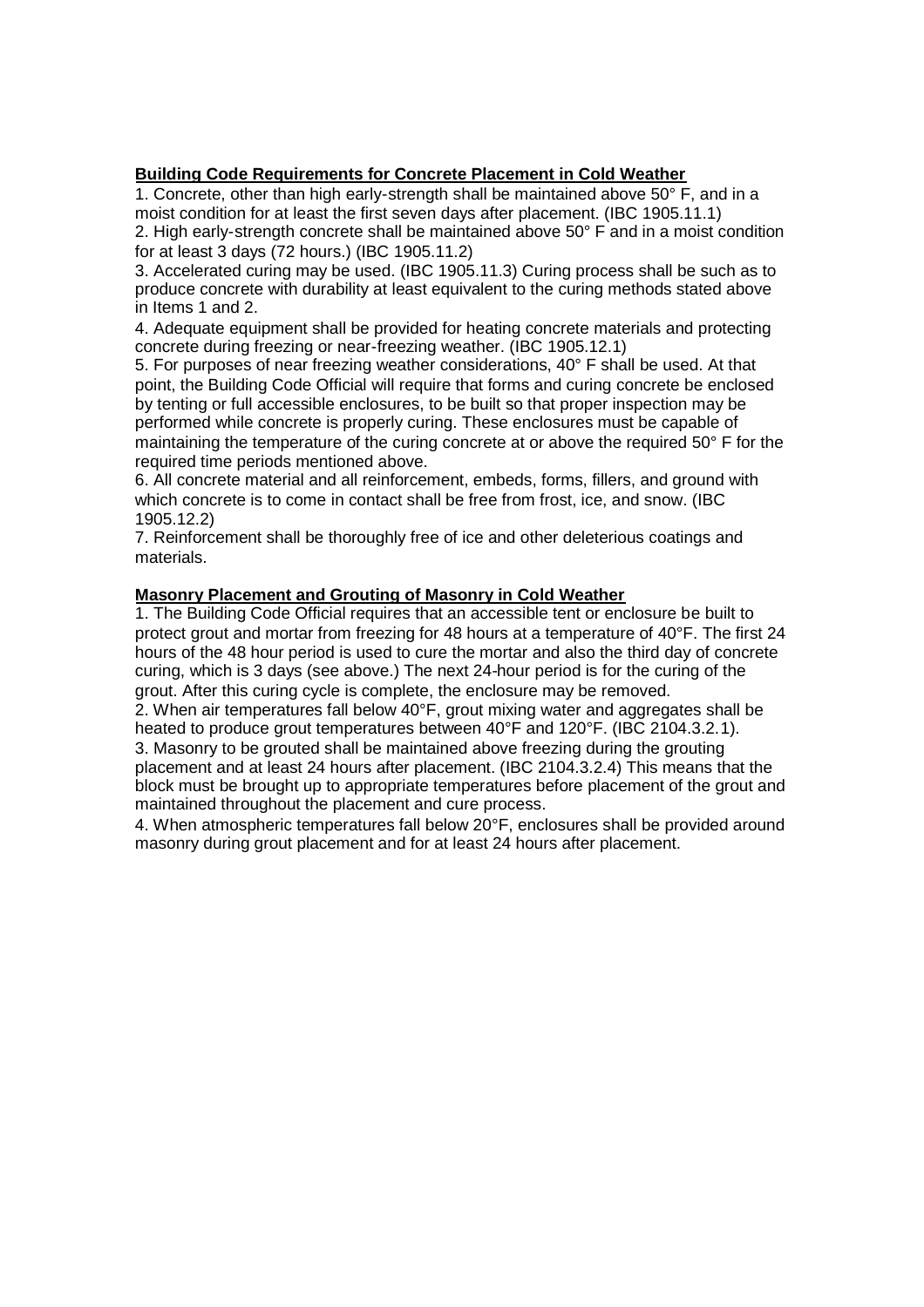## Building Code Requirements for Concrete Placement in Cold Weather

1. Concrete, other than high early-strength shall be maintained above 50° F, and in a moist condition for at least the first seven days after placement. (IBC 1905.11.1)
2. High early-strength concrete shall be maintained above 50° F and in a moist condition for at least 3 days (72 hours.) (IBC 1905.11.2)
3. Accelerated curing may be used. (IBC 1905.11.3) Curing process shall be such as to produce concrete with durability at least equivalent to the curing methods stated above in Items 1 and 2.
4. Adequate equipment shall be provided for heating concrete materials and protecting concrete during freezing or near-freezing weather. (IBC 1905.12.1)
5. For purposes of near freezing weather considerations, 40° F shall be used. At that point, the Building Code Official will require that forms and curing concrete be enclosed by tenting or full accessible enclosures, to be built so that proper inspection may be performed while concrete is properly curing. These enclosures must be capable of maintaining the temperature of the curing concrete at or above the required 50° F for the required time periods mentioned above.
6. All concrete material and all reinforcement, embeds, forms, fillers, and ground with which concrete is to come in contact shall be free from frost, ice, and snow. (IBC 1905.12.2)
7. Reinforcement shall be thoroughly free of ice and other deleterious coatings and materials.

## Masonry Placement and Grouting of Masonry in Cold Weather

1. The Building Code Official requires that an accessible tent or enclosure be built to protect grout and mortar from freezing for 48 hours at a temperature of 40°F. The first 24 hours of the 48 hour period is used to cure the mortar and also the third day of concrete curing, which is 3 days (see above.) The next 24-hour period is for the curing of the grout. After this curing cycle is complete, the enclosure may be removed.
2. When air temperatures fall below 40°F, grout mixing water and aggregates shall be heated to produce grout temperatures between 40°F and 120°F. (IBC 2104.3.2.1).
3. Masonry to be grouted shall be maintained above freezing during the grouting placement and at least 24 hours after placement. (IBC 2104.3.2.4) This means that the block must be brought up to appropriate temperatures before placement of the grout and maintained throughout the placement and cure process.
4. When atmospheric temperatures fall below 20°F, enclosures shall be provided around masonry during grout placement and for at least 24 hours after placement.